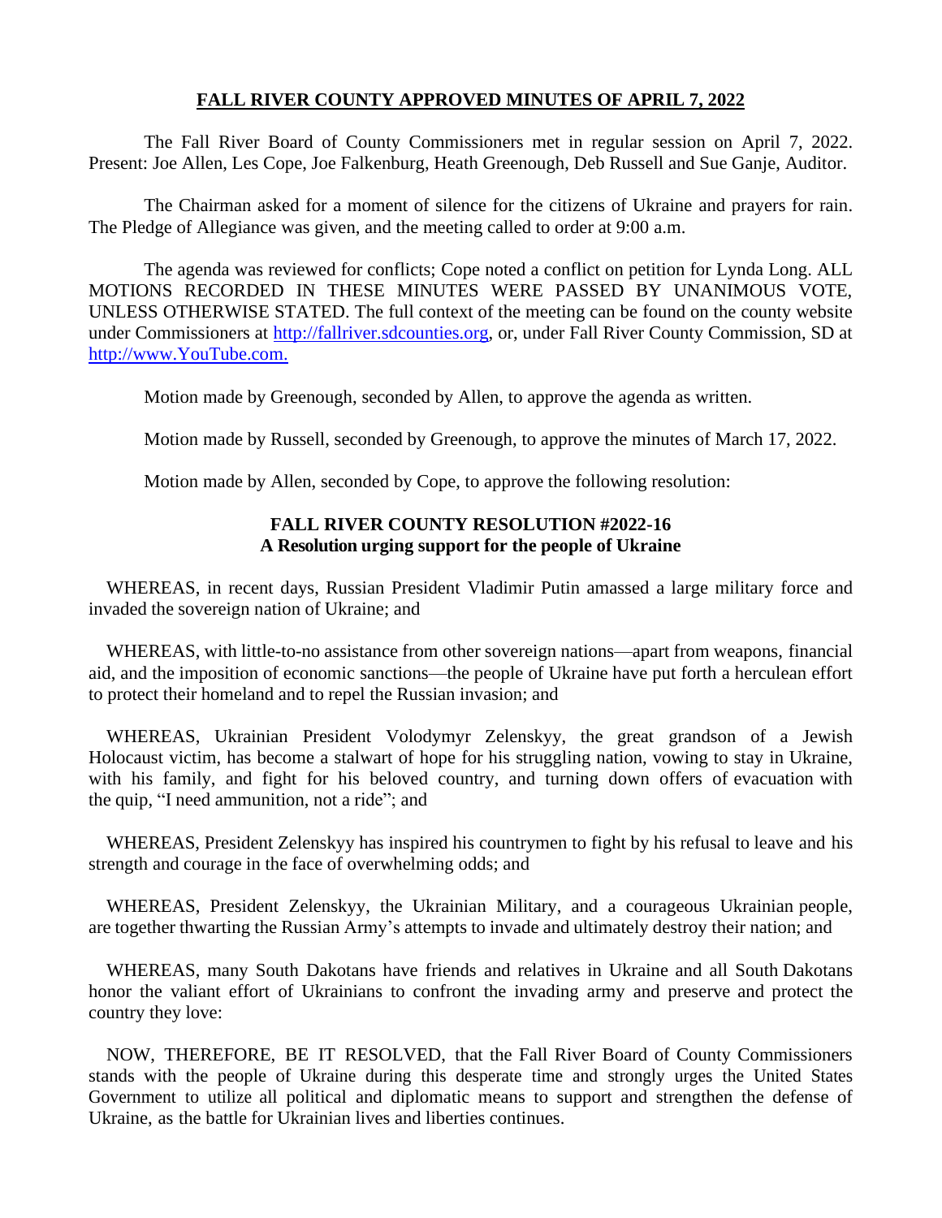# FALL RIVER COUNTY APPROVED MINUTES OF APRIL 7, 2022

The Fall River Board of County Commissioners met in regular session on April 7, 2022. Present: Joe Allen, Les Cope, Joe Falkenburg, Heath Greenough, Deb Russell and Sue Ganje, Auditor.

The Chairman asked for a moment of silence for the citizens of Ukraine and prayers for rain. The Pledge of Allegiance was given, and the meeting called to order at 9:00 a.m.

The agenda was reviewed for conflicts; Cope noted a conflict on petition for Lynda Long. ALL MOTIONS RECORDED IN THESE MINUTES WERE PASSED BY UNANIMOUS VOTE, UNLESS OTHERWISE STATED. The full context of the meeting can be found on the county website under Commissioners at http://fallriver.sdcounties.org, or, under Fall River County Commission, SD at http://www.YouTube.com.

Motion made by Greenough, seconded by Allen, to approve the agenda as written.

Motion made by Russell, seconded by Greenough, to approve the minutes of March 17, 2022.

Motion made by Allen, seconded by Cope, to approve the following resolution:

## FALL RIVER COUNTY RESOLUTION #2022-16
## A Resolution urging support for the people of Ukraine

WHEREAS, in recent days, Russian President Vladimir Putin amassed a large military force and invaded the sovereign nation of Ukraine; and

WHEREAS, with little-to-no assistance from other sovereign nations—apart from weapons, financial aid, and the imposition of economic sanctions—the people of Ukraine have put forth a herculean effort to protect their homeland and to repel the Russian invasion; and

WHEREAS, Ukrainian President Volodymyr Zelenskyy, the great grandson of a Jewish Holocaust victim, has become a stalwart of hope for his struggling nation, vowing to stay in Ukraine, with his family, and fight for his beloved country, and turning down offers of evacuation with the quip, "I need ammunition, not a ride"; and

WHEREAS, President Zelenskyy has inspired his countrymen to fight by his refusal to leave and his strength and courage in the face of overwhelming odds; and

WHEREAS, President Zelenskyy, the Ukrainian Military, and a courageous Ukrainian people, are together thwarting the Russian Army's attempts to invade and ultimately destroy their nation; and

WHEREAS, many South Dakotans have friends and relatives in Ukraine and all South Dakotans honor the valiant effort of Ukrainians to confront the invading army and preserve and protect the country they love:

NOW, THEREFORE, BE IT RESOLVED, that the Fall River Board of County Commissioners stands with the people of Ukraine during this desperate time and strongly urges the United States Government to utilize all political and diplomatic means to support and strengthen the defense of Ukraine, as the battle for Ukrainian lives and liberties continues.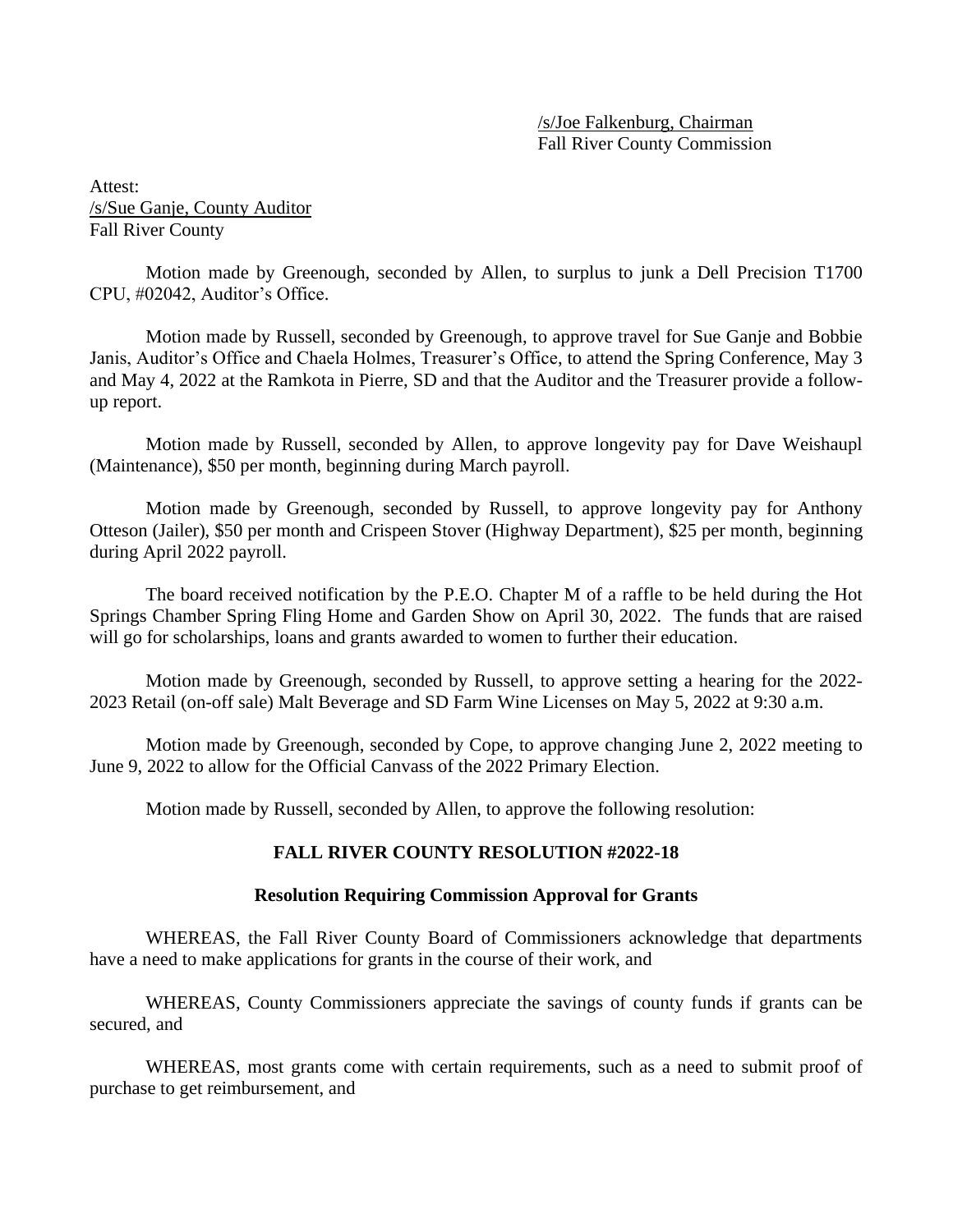/s/Joe Falkenburg, Chairman
Fall River County Commission

Attest:
/s/Sue Ganje, County Auditor
Fall River County

Motion made by Greenough, seconded by Allen, to surplus to junk a Dell Precision T1700 CPU, #02042, Auditor's Office.

Motion made by Russell, seconded by Greenough, to approve travel for Sue Ganje and Bobbie Janis, Auditor's Office and Chaela Holmes, Treasurer's Office, to attend the Spring Conference, May 3 and May 4, 2022 at the Ramkota in Pierre, SD and that the Auditor and the Treasurer provide a follow-up report.

Motion made by Russell, seconded by Allen, to approve longevity pay for Dave Weishaupl (Maintenance), $50 per month, beginning during March payroll.

Motion made by Greenough, seconded by Russell, to approve longevity pay for Anthony Otteson (Jailer), $50 per month and Crispeen Stover (Highway Department), $25 per month, beginning during April 2022 payroll.

The board received notification by the P.E.O. Chapter M of a raffle to be held during the Hot Springs Chamber Spring Fling Home and Garden Show on April 30, 2022. The funds that are raised will go for scholarships, loans and grants awarded to women to further their education.

Motion made by Greenough, seconded by Russell, to approve setting a hearing for the 2022-2023 Retail (on-off sale) Malt Beverage and SD Farm Wine Licenses on May 5, 2022 at 9:30 a.m.

Motion made by Greenough, seconded by Cope, to approve changing June 2, 2022 meeting to June 9, 2022 to allow for the Official Canvass of the 2022 Primary Election.

Motion made by Russell, seconded by Allen, to approve the following resolution:

**FALL RIVER COUNTY RESOLUTION #2022-18**

**Resolution Requiring Commission Approval for Grants**

WHEREAS, the Fall River County Board of Commissioners acknowledge that departments have a need to make applications for grants in the course of their work, and

WHEREAS, County Commissioners appreciate the savings of county funds if grants can be secured, and

WHEREAS, most grants come with certain requirements, such as a need to submit proof of purchase to get reimbursement, and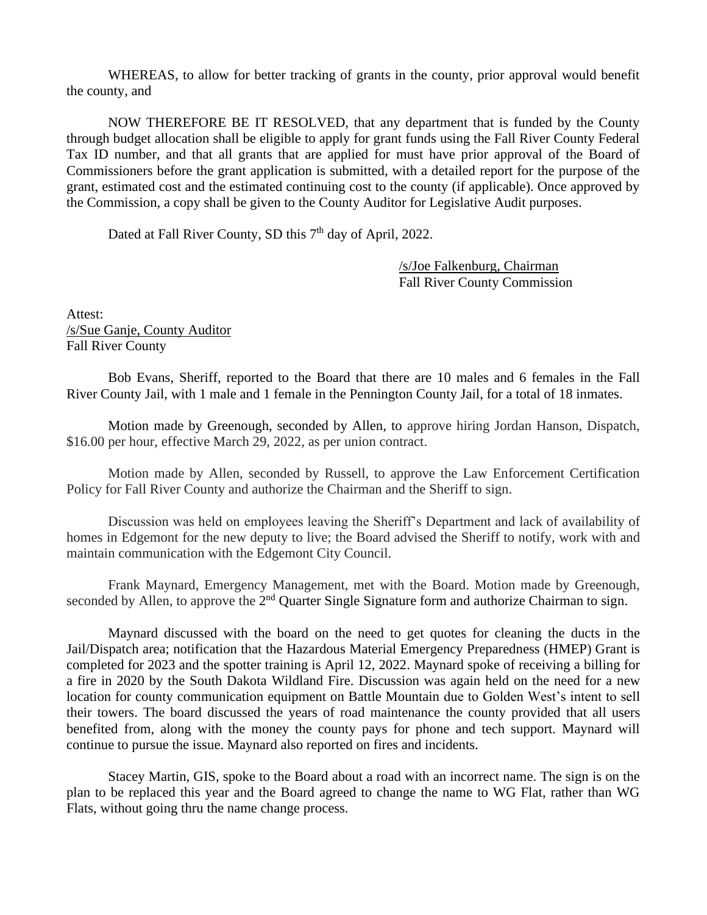WHEREAS, to allow for better tracking of grants in the county, prior approval would benefit the county, and

NOW THEREFORE BE IT RESOLVED, that any department that is funded by the County through budget allocation shall be eligible to apply for grant funds using the Fall River County Federal Tax ID number, and that all grants that are applied for must have prior approval of the Board of Commissioners before the grant application is submitted, with a detailed report for the purpose of the grant, estimated cost and the estimated continuing cost to the county (if applicable). Once approved by the Commission, a copy shall be given to the County Auditor for Legislative Audit purposes.

Dated at Fall River County, SD this 7th day of April, 2022.

/s/Joe Falkenburg, Chairman
Fall River County Commission

Attest:
/s/Sue Ganje, County Auditor
Fall River County

Bob Evans, Sheriff, reported to the Board that there are 10 males and 6 females in the Fall River County Jail, with 1 male and 1 female in the Pennington County Jail, for a total of 18 inmates.

Motion made by Greenough, seconded by Allen, to approve hiring Jordan Hanson, Dispatch, $16.00 per hour, effective March 29, 2022, as per union contract.

Motion made by Allen, seconded by Russell, to approve the Law Enforcement Certification Policy for Fall River County and authorize the Chairman and the Sheriff to sign.

Discussion was held on employees leaving the Sheriff's Department and lack of availability of homes in Edgemont for the new deputy to live; the Board advised the Sheriff to notify, work with and maintain communication with the Edgemont City Council.

Frank Maynard, Emergency Management, met with the Board. Motion made by Greenough, seconded by Allen, to approve the 2nd Quarter Single Signature form and authorize Chairman to sign.

Maynard discussed with the board on the need to get quotes for cleaning the ducts in the Jail/Dispatch area; notification that the Hazardous Material Emergency Preparedness (HMEP) Grant is completed for 2023 and the spotter training is April 12, 2022. Maynard spoke of receiving a billing for a fire in 2020 by the South Dakota Wildland Fire. Discussion was again held on the need for a new location for county communication equipment on Battle Mountain due to Golden West's intent to sell their towers. The board discussed the years of road maintenance the county provided that all users benefited from, along with the money the county pays for phone and tech support. Maynard will continue to pursue the issue. Maynard also reported on fires and incidents.

Stacey Martin, GIS, spoke to the Board about a road with an incorrect name. The sign is on the plan to be replaced this year and the Board agreed to change the name to WG Flat, rather than WG Flats, without going thru the name change process.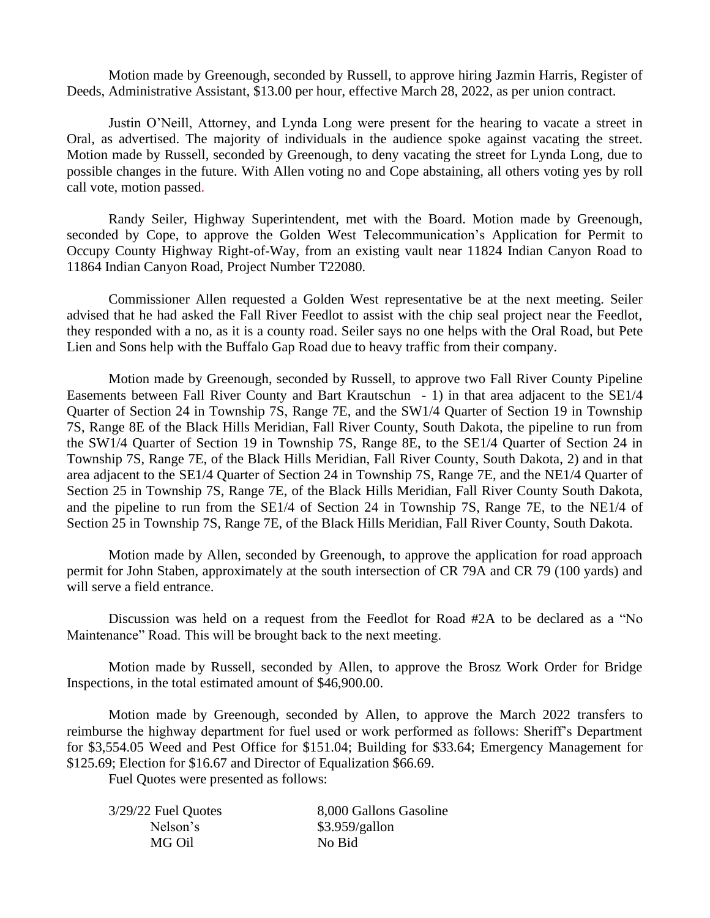Motion made by Greenough, seconded by Russell, to approve hiring Jazmin Harris, Register of Deeds, Administrative Assistant, $13.00 per hour, effective March 28, 2022, as per union contract.

Justin O'Neill, Attorney, and Lynda Long were present for the hearing to vacate a street in Oral, as advertised. The majority of individuals in the audience spoke against vacating the street. Motion made by Russell, seconded by Greenough, to deny vacating the street for Lynda Long, due to possible changes in the future. With Allen voting no and Cope abstaining, all others voting yes by roll call vote, motion passed.

Randy Seiler, Highway Superintendent, met with the Board. Motion made by Greenough, seconded by Cope, to approve the Golden West Telecommunication's Application for Permit to Occupy County Highway Right-of-Way, from an existing vault near 11824 Indian Canyon Road to 11864 Indian Canyon Road, Project Number T22080.

Commissioner Allen requested a Golden West representative be at the next meeting. Seiler advised that he had asked the Fall River Feedlot to assist with the chip seal project near the Feedlot, they responded with a no, as it is a county road. Seiler says no one helps with the Oral Road, but Pete Lien and Sons help with the Buffalo Gap Road due to heavy traffic from their company.

Motion made by Greenough, seconded by Russell, to approve two Fall River County Pipeline Easements between Fall River County and Bart Krautschun - 1) in that area adjacent to the SE1/4 Quarter of Section 24 in Township 7S, Range 7E, and the SW1/4 Quarter of Section 19 in Township 7S, Range 8E of the Black Hills Meridian, Fall River County, South Dakota, the pipeline to run from the SW1/4 Quarter of Section 19 in Township 7S, Range 8E, to the SE1/4 Quarter of Section 24 in Township 7S, Range 7E, of the Black Hills Meridian, Fall River County, South Dakota, 2) and in that area adjacent to the SE1/4 Quarter of Section 24 in Township 7S, Range 7E, and the NE1/4 Quarter of Section 25 in Township 7S, Range 7E, of the Black Hills Meridian, Fall River County South Dakota, and the pipeline to run from the SE1/4 of Section 24 in Township 7S, Range 7E, to the NE1/4 of Section 25 in Township 7S, Range 7E, of the Black Hills Meridian, Fall River County, South Dakota.

Motion made by Allen, seconded by Greenough, to approve the application for road approach permit for John Staben, approximately at the south intersection of CR 79A and CR 79 (100 yards) and will serve a field entrance.

Discussion was held on a request from the Feedlot for Road #2A to be declared as a "No Maintenance" Road. This will be brought back to the next meeting.

Motion made by Russell, seconded by Allen, to approve the Brosz Work Order for Bridge Inspections, in the total estimated amount of $46,900.00.

Motion made by Greenough, seconded by Allen, to approve the March 2022 transfers to reimburse the highway department for fuel used or work performed as follows: Sheriff's Department for $3,554.05 Weed and Pest Office for $151.04; Building for $33.64; Emergency Management for $125.69; Election for $16.67 and Director of Equalization $66.69.

Fuel Quotes were presented as follows:

| 3/29/22 Fuel Quotes | 8,000 Gallons Gasoline |
|---|---|
| Nelson's | $3.959/gallon |
| MG Oil | No Bid |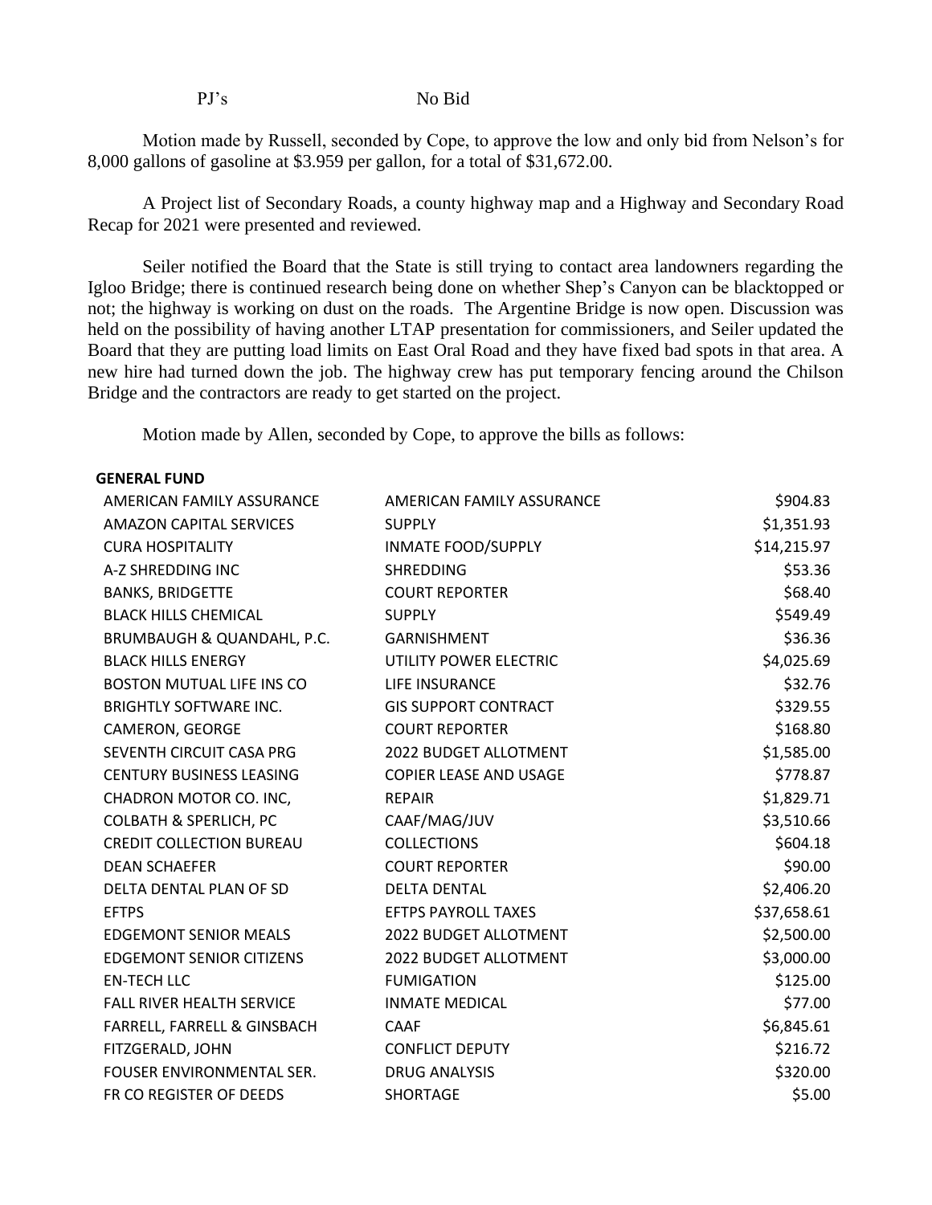PJ's No Bid

Motion made by Russell, seconded by Cope, to approve the low and only bid from Nelson's for 8,000 gallons of gasoline at $3.959 per gallon, for a total of $31,672.00.

A Project list of Secondary Roads, a county highway map and a Highway and Secondary Road Recap for 2021 were presented and reviewed.

Seiler notified the Board that the State is still trying to contact area landowners regarding the Igloo Bridge; there is continued research being done on whether Shep's Canyon can be blacktopped or not; the highway is working on dust on the roads. The Argentine Bridge is now open. Discussion was held on the possibility of having another LTAP presentation for commissioners, and Seiler updated the Board that they are putting load limits on East Oral Road and they have fixed bad spots in that area. A new hire had turned down the job. The highway crew has put temporary fencing around the Chilson Bridge and the contractors are ready to get started on the project.

Motion made by Allen, seconded by Cope, to approve the bills as follows:

**GENERAL FUND**

| | | |
|---|---|---|
| AMERICAN FAMILY ASSURANCE | AMERICAN FAMILY ASSURANCE | $904.83 |
| AMAZON CAPITAL SERVICES | SUPPLY | $1,351.93 |
| CURA HOSPITALITY | INMATE FOOD/SUPPLY | $14,215.97 |
| A-Z SHREDDING INC | SHREDDING | $53.36 |
| BANKS, BRIDGETTE | COURT REPORTER | $68.40 |
| BLACK HILLS CHEMICAL | SUPPLY | $549.49 |
| BRUMBAUGH & QUANDAHL, P.C. | GARNISHMENT | $36.36 |
| BLACK HILLS ENERGY | UTILITY POWER ELECTRIC | $4,025.69 |
| BOSTON MUTUAL LIFE INS CO | LIFE INSURANCE | $32.76 |
| BRIGHTLY SOFTWARE INC. | GIS SUPPORT CONTRACT | $329.55 |
| CAMERON, GEORGE | COURT REPORTER | $168.80 |
| SEVENTH CIRCUIT CASA PRG | 2022 BUDGET ALLOTMENT | $1,585.00 |
| CENTURY BUSINESS LEASING | COPIER LEASE AND USAGE | $778.87 |
| CHADRON MOTOR CO. INC, | REPAIR | $1,829.71 |
| COLBATH & SPERLICH, PC | CAAF/MAG/JUV | $3,510.66 |
| CREDIT COLLECTION BUREAU | COLLECTIONS | $604.18 |
| DEAN SCHAEFER | COURT REPORTER | $90.00 |
| DELTA DENTAL PLAN OF SD | DELTA DENTAL | $2,406.20 |
| EFTPS | EFTPS PAYROLL TAXES | $37,658.61 |
| EDGEMONT SENIOR MEALS | 2022 BUDGET ALLOTMENT | $2,500.00 |
| EDGEMONT SENIOR CITIZENS | 2022 BUDGET ALLOTMENT | $3,000.00 |
| EN-TECH LLC | FUMIGATION | $125.00 |
| FALL RIVER HEALTH SERVICE | INMATE MEDICAL | $77.00 |
| FARRELL, FARRELL & GINSBACH | CAAF | $6,845.61 |
| FITZGERALD, JOHN | CONFLICT DEPUTY | $216.72 |
| FOUSER ENVIRONMENTAL SER. | DRUG ANALYSIS | $320.00 |
| FR CO REGISTER OF DEEDS | SHORTAGE | $5.00 |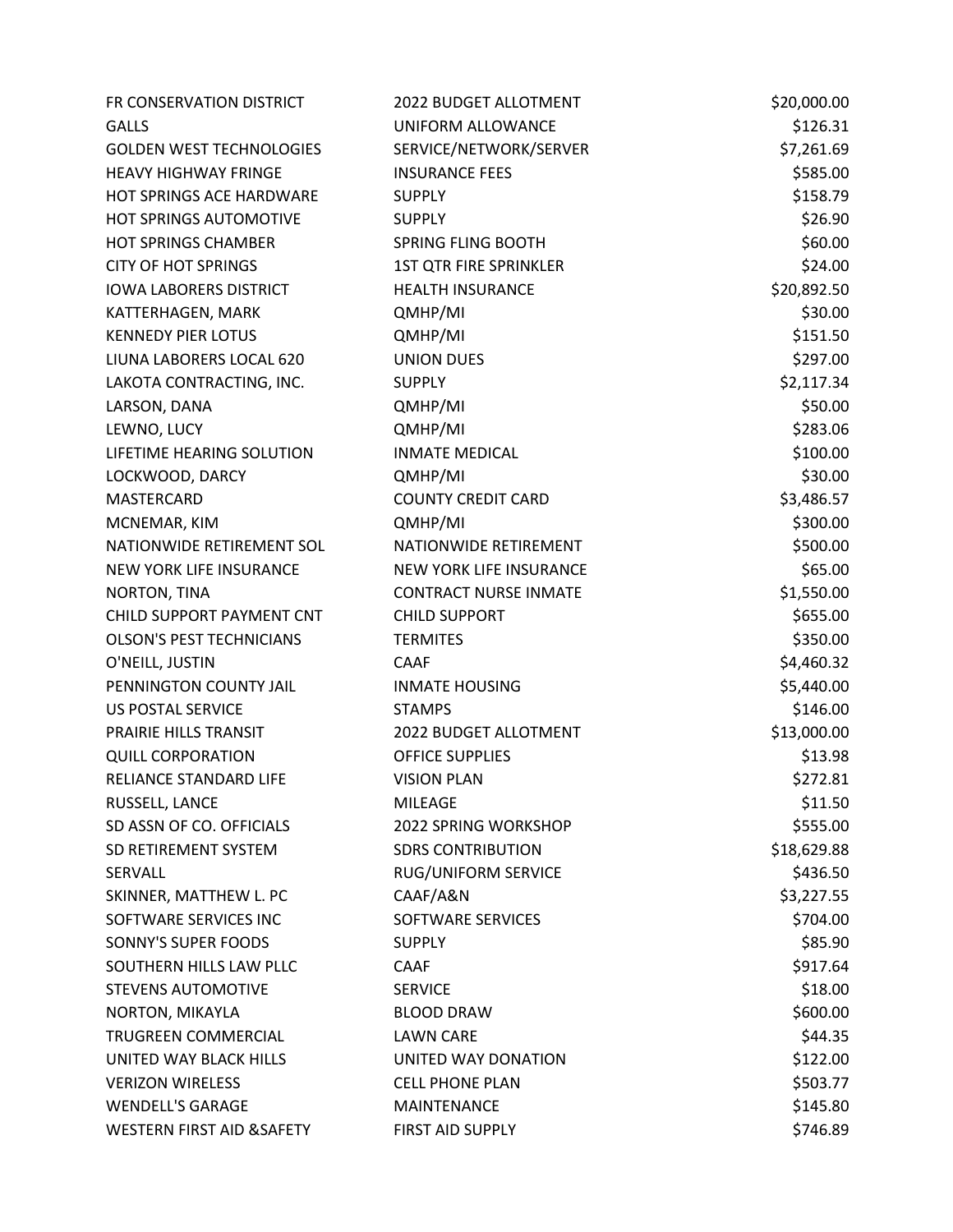| | | |
|---|---|---|
| FR CONSERVATION DISTRICT | 2022 BUDGET ALLOTMENT | $20,000.00 |
| GALLS | UNIFORM ALLOWANCE | $126.31 |
| GOLDEN WEST TECHNOLOGIES | SERVICE/NETWORK/SERVER | $7,261.69 |
| HEAVY HIGHWAY FRINGE | INSURANCE FEES | $585.00 |
| HOT SPRINGS ACE HARDWARE | SUPPLY | $158.79 |
| HOT SPRINGS AUTOMOTIVE | SUPPLY | $26.90 |
| HOT SPRINGS CHAMBER | SPRING FLING BOOTH | $60.00 |
| CITY OF HOT SPRINGS | 1ST QTR FIRE SPRINKLER | $24.00 |
| IOWA LABORERS DISTRICT | HEALTH INSURANCE | $20,892.50 |
| KATTERHAGEN, MARK | QMHP/MI | $30.00 |
| KENNEDY PIER LOTUS | QMHP/MI | $151.50 |
| LIUNA LABORERS LOCAL 620 | UNION DUES | $297.00 |
| LAKOTA CONTRACTING, INC. | SUPPLY | $2,117.34 |
| LARSON, DANA | QMHP/MI | $50.00 |
| LEWNO, LUCY | QMHP/MI | $283.06 |
| LIFETIME HEARING SOLUTION | INMATE MEDICAL | $100.00 |
| LOCKWOOD, DARCY | QMHP/MI | $30.00 |
| MASTERCARD | COUNTY CREDIT CARD | $3,486.57 |
| MCNEMAR, KIM | QMHP/MI | $300.00 |
| NATIONWIDE RETIREMENT SOL | NATIONWIDE RETIREMENT | $500.00 |
| NEW YORK LIFE INSURANCE | NEW YORK LIFE INSURANCE | $65.00 |
| NORTON, TINA | CONTRACT NURSE INMATE | $1,550.00 |
| CHILD SUPPORT PAYMENT CNT | CHILD SUPPORT | $655.00 |
| OLSON'S PEST TECHNICIANS | TERMITES | $350.00 |
| O'NEILL, JUSTIN | CAAF | $4,460.32 |
| PENNINGTON COUNTY JAIL | INMATE HOUSING | $5,440.00 |
| US POSTAL SERVICE | STAMPS | $146.00 |
| PRAIRIE HILLS TRANSIT | 2022 BUDGET ALLOTMENT | $13,000.00 |
| QUILL CORPORATION | OFFICE SUPPLIES | $13.98 |
| RELIANCE STANDARD LIFE | VISION PLAN | $272.81 |
| RUSSELL, LANCE | MILEAGE | $11.50 |
| SD ASSN OF CO. OFFICIALS | 2022 SPRING WORKSHOP | $555.00 |
| SD RETIREMENT SYSTEM | SDRS CONTRIBUTION | $18,629.88 |
| SERVALL | RUG/UNIFORM SERVICE | $436.50 |
| SKINNER, MATTHEW L. PC | CAAF/A&N | $3,227.55 |
| SOFTWARE SERVICES INC | SOFTWARE SERVICES | $704.00 |
| SONNY'S SUPER FOODS | SUPPLY | $85.90 |
| SOUTHERN HILLS LAW PLLC | CAAF | $917.64 |
| STEVENS AUTOMOTIVE | SERVICE | $18.00 |
| NORTON, MIKAYLA | BLOOD DRAW | $600.00 |
| TRUGREEN COMMERCIAL | LAWN CARE | $44.35 |
| UNITED WAY BLACK HILLS | UNITED WAY DONATION | $122.00 |
| VERIZON WIRELESS | CELL PHONE PLAN | $503.77 |
| WENDELL'S GARAGE | MAINTENANCE | $145.80 |
| WESTERN FIRST AID &SAFETY | FIRST AID SUPPLY | $746.89 |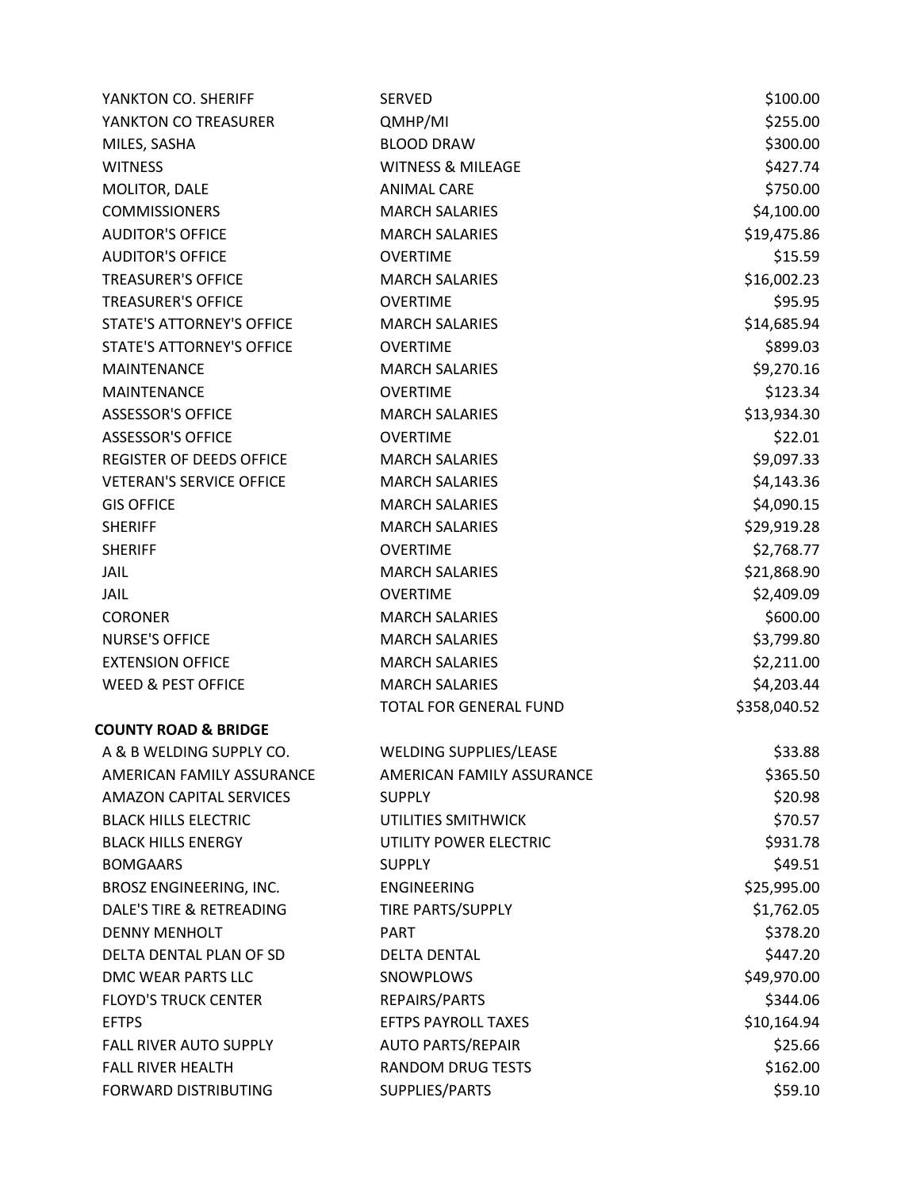| | | |
|---|---|---|
| YANKTON CO. SHERIFF | SERVED | $100.00 |
| YANKTON CO TREASURER | QMHP/MI | $255.00 |
| MILES, SASHA | BLOOD DRAW | $300.00 |
| WITNESS | WITNESS & MILEAGE | $427.74 |
| MOLITOR, DALE | ANIMAL CARE | $750.00 |
| COMMISSIONERS | MARCH SALARIES | $4,100.00 |
| AUDITOR'S OFFICE | MARCH SALARIES | $19,475.86 |
| AUDITOR'S OFFICE | OVERTIME | $15.59 |
| TREASURER'S OFFICE | MARCH SALARIES | $16,002.23 |
| TREASURER'S OFFICE | OVERTIME | $95.95 |
| STATE'S ATTORNEY'S OFFICE | MARCH SALARIES | $14,685.94 |
| STATE'S ATTORNEY'S OFFICE | OVERTIME | $899.03 |
| MAINTENANCE | MARCH SALARIES | $9,270.16 |
| MAINTENANCE | OVERTIME | $123.34 |
| ASSESSOR'S OFFICE | MARCH SALARIES | $13,934.30 |
| ASSESSOR'S OFFICE | OVERTIME | $22.01 |
| REGISTER OF DEEDS OFFICE | MARCH SALARIES | $9,097.33 |
| VETERAN'S SERVICE OFFICE | MARCH SALARIES | $4,143.36 |
| GIS OFFICE | MARCH SALARIES | $4,090.15 |
| SHERIFF | MARCH SALARIES | $29,919.28 |
| SHERIFF | OVERTIME | $2,768.77 |
| JAIL | MARCH SALARIES | $21,868.90 |
| JAIL | OVERTIME | $2,409.09 |
| CORONER | MARCH SALARIES | $600.00 |
| NURSE'S OFFICE | MARCH SALARIES | $3,799.80 |
| EXTENSION OFFICE | MARCH SALARIES | $2,211.00 |
| WEED & PEST OFFICE | MARCH SALARIES | $4,203.44 |
| | TOTAL FOR GENERAL FUND | $358,040.52 |
| **COUNTY ROAD & BRIDGE** | | |
| A & B WELDING SUPPLY CO. | WELDING SUPPLIES/LEASE | $33.88 |
| AMERICAN FAMILY ASSURANCE | AMERICAN FAMILY ASSURANCE | $365.50 |
| AMAZON CAPITAL SERVICES | SUPPLY | $20.98 |
| BLACK HILLS ELECTRIC | UTILITIES SMITHWICK | $70.57 |
| BLACK HILLS ENERGY | UTILITY POWER ELECTRIC | $931.78 |
| BOMGAARS | SUPPLY | $49.51 |
| BROSZ ENGINEERING, INC. | ENGINEERING | $25,995.00 |
| DALE'S TIRE & RETREADING | TIRE PARTS/SUPPLY | $1,762.05 |
| DENNY MENHOLT | PART | $378.20 |
| DELTA DENTAL PLAN OF SD | DELTA DENTAL | $447.20 |
| DMC WEAR PARTS LLC | SNOWPLOWS | $49,970.00 |
| FLOYD'S TRUCK CENTER | REPAIRS/PARTS | $344.06 |
| EFTPS | EFTPS PAYROLL TAXES | $10,164.94 |
| FALL RIVER AUTO SUPPLY | AUTO PARTS/REPAIR | $25.66 |
| FALL RIVER HEALTH | RANDOM DRUG TESTS | $162.00 |
| FORWARD DISTRIBUTING | SUPPLIES/PARTS | $59.10 |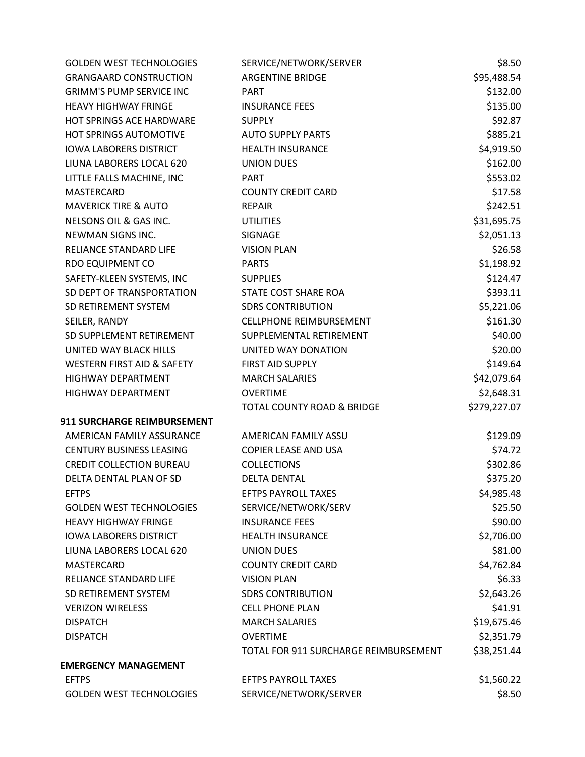| | | |
|---|---|---|
| GOLDEN WEST TECHNOLOGIES | SERVICE/NETWORK/SERVER | $8.50 |
| GRANGAARD CONSTRUCTION | ARGENTINE BRIDGE | $95,488.54 |
| GRIMM'S PUMP SERVICE INC | PART | $132.00 |
| HEAVY HIGHWAY FRINGE | INSURANCE FEES | $135.00 |
| HOT SPRINGS ACE HARDWARE | SUPPLY | $92.87 |
| HOT SPRINGS AUTOMOTIVE | AUTO SUPPLY PARTS | $885.21 |
| IOWA LABORERS DISTRICT | HEALTH INSURANCE | $4,919.50 |
| LIUNA LABORERS LOCAL 620 | UNION DUES | $162.00 |
| LITTLE FALLS MACHINE, INC | PART | $553.02 |
| MASTERCARD | COUNTY CREDIT CARD | $17.58 |
| MAVERICK TIRE & AUTO | REPAIR | $242.51 |
| NELSONS OIL & GAS INC. | UTILITIES | $31,695.75 |
| NEWMAN SIGNS INC. | SIGNAGE | $2,051.13 |
| RELIANCE STANDARD LIFE | VISION PLAN | $26.58 |
| RDO EQUIPMENT CO | PARTS | $1,198.92 |
| SAFETY-KLEEN SYSTEMS, INC | SUPPLIES | $124.47 |
| SD DEPT OF TRANSPORTATION | STATE COST SHARE ROA | $393.11 |
| SD RETIREMENT SYSTEM | SDRS CONTRIBUTION | $5,221.06 |
| SEILER, RANDY | CELLPHONE REIMBURSEMENT | $161.30 |
| SD SUPPLEMENT RETIREMENT | SUPPLEMENTAL RETIREMENT | $40.00 |
| UNITED WAY BLACK HILLS | UNITED WAY DONATION | $20.00 |
| WESTERN FIRST AID & SAFETY | FIRST AID SUPPLY | $149.64 |
| HIGHWAY DEPARTMENT | MARCH SALARIES | $42,079.64 |
| HIGHWAY DEPARTMENT | OVERTIME | $2,648.31 |
| | TOTAL COUNTY ROAD & BRIDGE | $279,227.07 |
| **911 SURCHARGE REIMBURSEMENT** | | |
| AMERICAN FAMILY ASSURANCE | AMERICAN FAMILY ASSU | $129.09 |
| CENTURY BUSINESS LEASING | COPIER LEASE AND USA | $74.72 |
| CREDIT COLLECTION BUREAU | COLLECTIONS | $302.86 |
| DELTA DENTAL PLAN OF SD | DELTA DENTAL | $375.20 |
| EFTPS | EFTPS PAYROLL TAXES | $4,985.48 |
| GOLDEN WEST TECHNOLOGIES | SERVICE/NETWORK/SERV | $25.50 |
| HEAVY HIGHWAY FRINGE | INSURANCE FEES | $90.00 |
| IOWA LABORERS DISTRICT | HEALTH INSURANCE | $2,706.00 |
| LIUNA LABORERS LOCAL 620 | UNION DUES | $81.00 |
| MASTERCARD | COUNTY CREDIT CARD | $4,762.84 |
| RELIANCE STANDARD LIFE | VISION PLAN | $6.33 |
| SD RETIREMENT SYSTEM | SDRS CONTRIBUTION | $2,643.26 |
| VERIZON WIRELESS | CELL PHONE PLAN | $41.91 |
| DISPATCH | MARCH SALARIES | $19,675.46 |
| DISPATCH | OVERTIME | $2,351.79 |
| | TOTAL FOR 911 SURCHARGE REIMBURSEMENT | $38,251.44 |
| **EMERGENCY MANAGEMENT** | | |
| EFTPS | EFTPS PAYROLL TAXES | $1,560.22 |
| GOLDEN WEST TECHNOLOGIES | SERVICE/NETWORK/SERVER | $8.50 |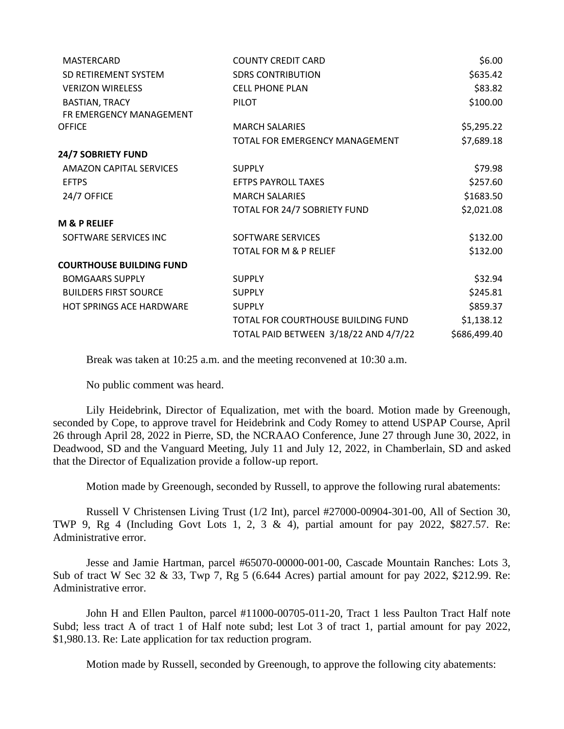| | | |
|---|---|---|
| MASTERCARD | COUNTY CREDIT CARD | \$6.00 |
| SD RETIREMENT SYSTEM | SDRS CONTRIBUTION | \$635.42 |
| VERIZON WIRELESS | CELL PHONE PLAN | \$83.82 |
| BASTIAN, TRACY | PILOT | \$100.00 |
| FR EMERGENCY MANAGEMENT OFFICE | MARCH SALARIES | \$5,295.22 |
| | TOTAL FOR EMERGENCY MANAGEMENT | \$7,689.18 |
| **24/7 SOBRIETY FUND** | | |
| AMAZON CAPITAL SERVICES | SUPPLY | \$79.98 |
| EFTPS | EFTPS PAYROLL TAXES | \$257.60 |
| 24/7 OFFICE | MARCH SALARIES | \$1683.50 |
| | TOTAL FOR 24/7 SOBRIETY FUND | \$2,021.08 |
| **M & P RELIEF** | | |
| SOFTWARE SERVICES INC | SOFTWARE SERVICES | \$132.00 |
| | TOTAL FOR M & P RELIEF | \$132.00 |
| **COURTHOUSE BUILDING FUND** | | |
| BOMGAARS SUPPLY | SUPPLY | \$32.94 |
| BUILDERS FIRST SOURCE | SUPPLY | \$245.81 |
| HOT SPRINGS ACE HARDWARE | SUPPLY | \$859.37 |
| | TOTAL FOR COURTHOUSE BUILDING FUND | \$1,138.12 |
| | TOTAL PAID BETWEEN 3/18/22 AND 4/7/22 | \$686,499.40 |

Break was taken at 10:25 a.m. and the meeting reconvened at 10:30 a.m.

No public comment was heard.

Lily Heidebrink, Director of Equalization, met with the board. Motion made by Greenough, seconded by Cope, to approve travel for Heidebrink and Cody Romey to attend USPAP Course, April 26 through April 28, 2022 in Pierre, SD, the NCRAAO Conference, June 27 through June 30, 2022, in Deadwood, SD and the Vanguard Meeting, July 11 and July 12, 2022, in Chamberlain, SD and asked that the Director of Equalization provide a follow-up report.

Motion made by Greenough, seconded by Russell, to approve the following rural abatements:

Russell V Christensen Living Trust (1/2 Int), parcel #27000-00904-301-00, All of Section 30, TWP 9, Rg 4 (Including Govt Lots 1, 2, 3 & 4), partial amount for pay 2022, \$827.57. Re: Administrative error.

Jesse and Jamie Hartman, parcel #65070-00000-001-00, Cascade Mountain Ranches: Lots 3, Sub of tract W Sec 32 & 33, Twp 7, Rg 5 (6.644 Acres) partial amount for pay 2022, \$212.99. Re: Administrative error.

John H and Ellen Paulton, parcel #11000-00705-011-20, Tract 1 less Paulton Tract Half note Subd; less tract A of tract 1 of Half note subd; lest Lot 3 of tract 1, partial amount for pay 2022, \$1,980.13. Re: Late application for tax reduction program.

Motion made by Russell, seconded by Greenough, to approve the following city abatements: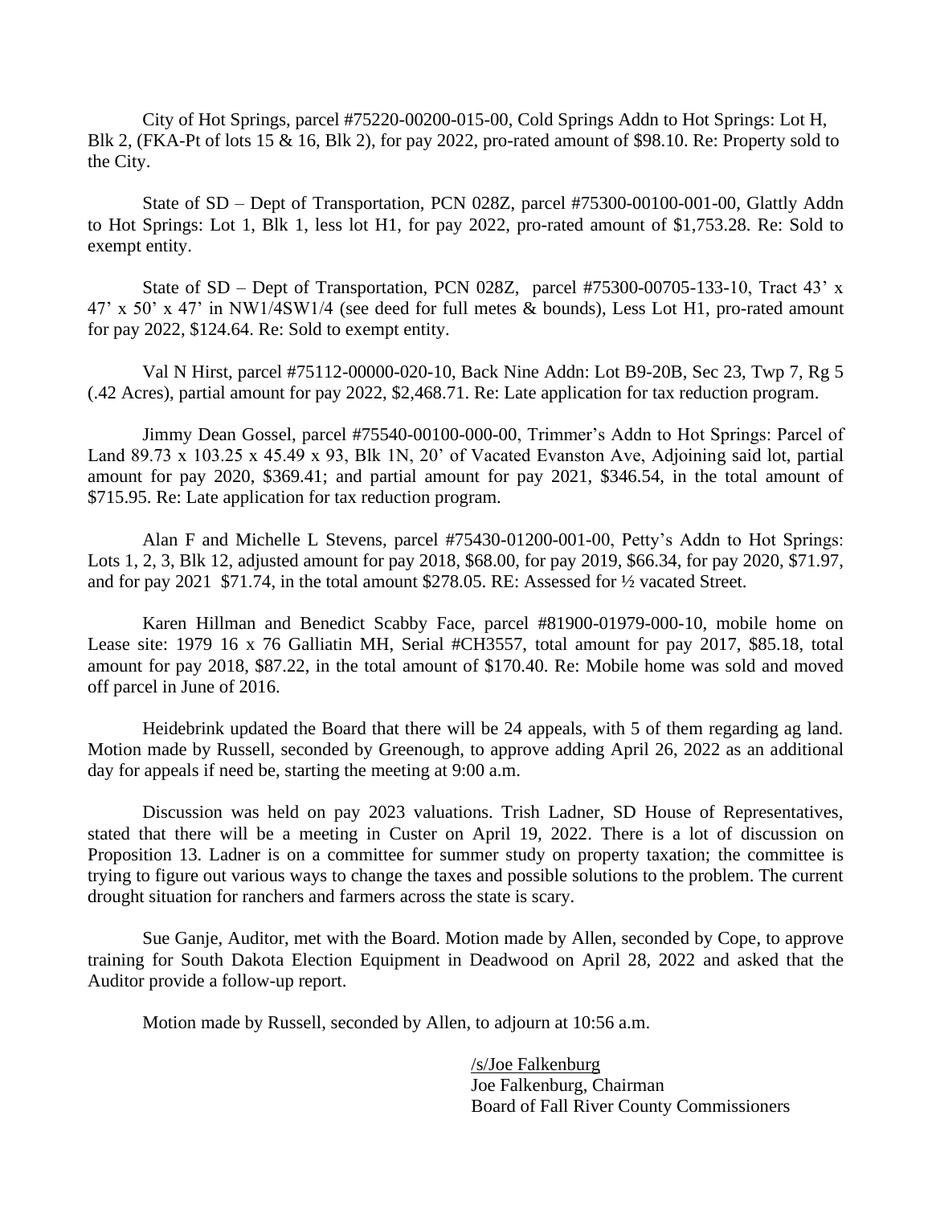City of Hot Springs, parcel #75220-00200-015-00, Cold Springs Addn to Hot Springs: Lot H, Blk 2, (FKA-Pt of lots 15 & 16, Blk 2), for pay 2022, pro-rated amount of $98.10. Re: Property sold to the City.

State of SD – Dept of Transportation, PCN 028Z, parcel #75300-00100-001-00, Glattly Addn to Hot Springs: Lot 1, Blk 1, less lot H1, for pay 2022, pro-rated amount of $1,753.28. Re: Sold to exempt entity.

State of SD – Dept of Transportation, PCN 028Z, parcel #75300-00705-133-10, Tract 43' x 47' x 50' x 47' in NW1/4SW1/4 (see deed for full metes & bounds), Less Lot H1, pro-rated amount for pay 2022, $124.64. Re: Sold to exempt entity.

Val N Hirst, parcel #75112-00000-020-10, Back Nine Addn: Lot B9-20B, Sec 23, Twp 7, Rg 5 (.42 Acres), partial amount for pay 2022, $2,468.71. Re: Late application for tax reduction program.

Jimmy Dean Gossel, parcel #75540-00100-000-00, Trimmer's Addn to Hot Springs: Parcel of Land 89.73 x 103.25 x 45.49 x 93, Blk 1N, 20' of Vacated Evanston Ave, Adjoining said lot, partial amount for pay 2020, $369.41; and partial amount for pay 2021, $346.54, in the total amount of $715.95. Re: Late application for tax reduction program.

Alan F and Michelle L Stevens, parcel #75430-01200-001-00, Petty's Addn to Hot Springs: Lots 1, 2, 3, Blk 12, adjusted amount for pay 2018, $68.00, for pay 2019, $66.34, for pay 2020, $71.97, and for pay 2021 $71.74, in the total amount $278.05. RE: Assessed for ½ vacated Street.

Karen Hillman and Benedict Scabby Face, parcel #81900-01979-000-10, mobile home on Lease site: 1979 16 x 76 Galliatin MH, Serial #CH3557, total amount for pay 2017, $85.18, total amount for pay 2018, $87.22, in the total amount of $170.40. Re: Mobile home was sold and moved off parcel in June of 2016.

Heidebrink updated the Board that there will be 24 appeals, with 5 of them regarding ag land. Motion made by Russell, seconded by Greenough, to approve adding April 26, 2022 as an additional day for appeals if need be, starting the meeting at 9:00 a.m.

Discussion was held on pay 2023 valuations. Trish Ladner, SD House of Representatives, stated that there will be a meeting in Custer on April 19, 2022. There is a lot of discussion on Proposition 13. Ladner is on a committee for summer study on property taxation; the committee is trying to figure out various ways to change the taxes and possible solutions to the problem. The current drought situation for ranchers and farmers across the state is scary.

Sue Ganje, Auditor, met with the Board. Motion made by Allen, seconded by Cope, to approve training for South Dakota Election Equipment in Deadwood on April 28, 2022 and asked that the Auditor provide a follow-up report.

Motion made by Russell, seconded by Allen, to adjourn at 10:56 a.m.

/s/Joe Falkenburg
Joe Falkenburg, Chairman
Board of Fall River County Commissioners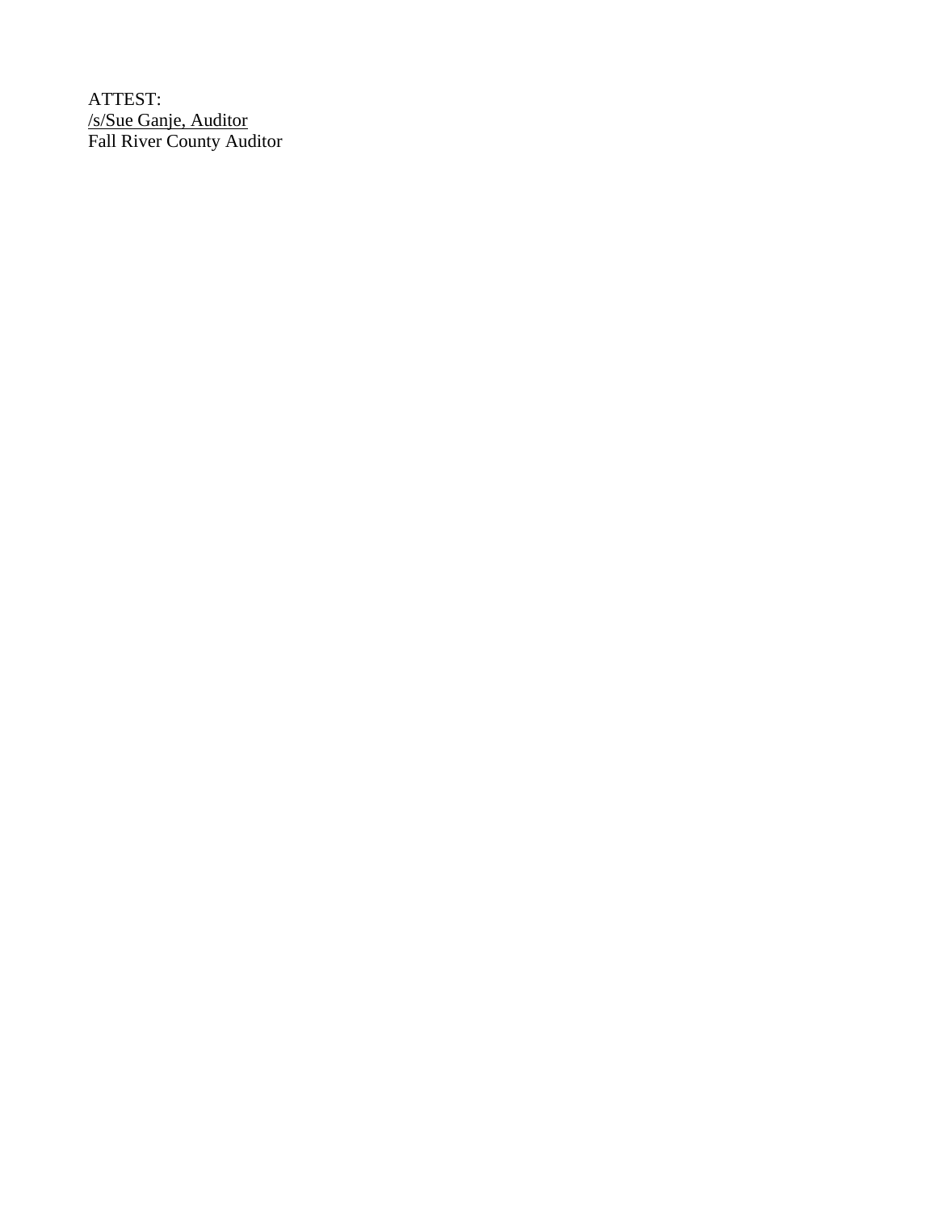ATTEST:
/s/Sue Ganje, Auditor
Fall River County Auditor